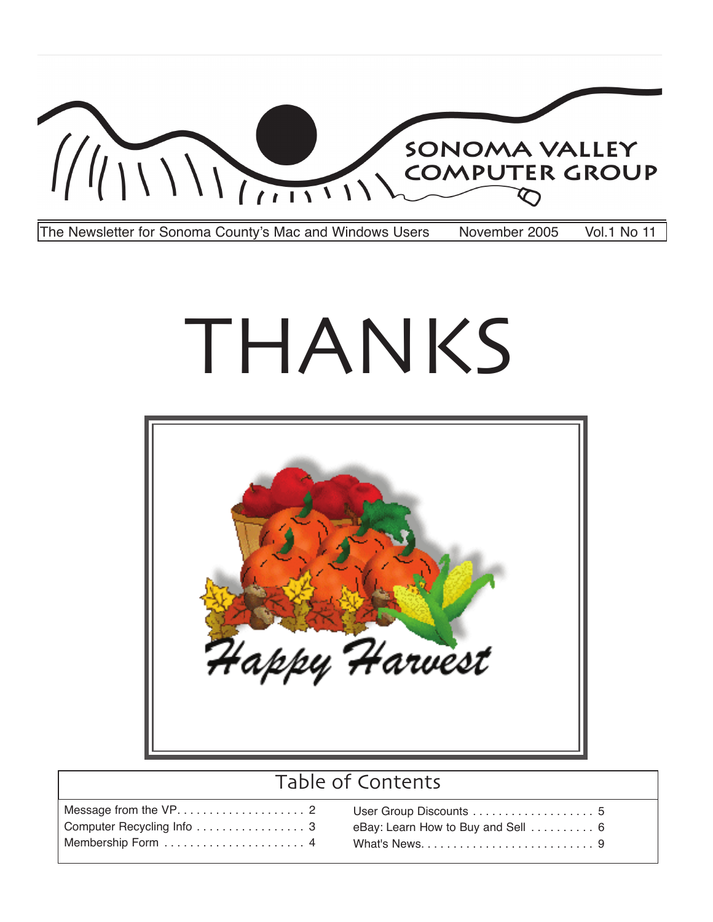# SONOMA VALLEY COMPUTER GROUP

The Newsletter for Sonoma County's Mac and Windows Users — November 2005 — Vol.1 No 11

# THANKS

*Happy Harvest*

## Table of Contents

| | |
|---|---|
| Message from the VP. . . . . . . . . . . . . . . . . . . . 2 | User Group Discounts . . . . . . . . . . . . . . . . . . . 5 |
| Computer Recycling Info . . . . . . . . . . . . . . . . . 3 | eBay: Learn How to Buy and Sell . . . . . . . . . . 6 |
| Membership Form . . . . . . . . . . . . . . . . . . . . . . 4 | What's News. . . . . . . . . . . . . . . . . . . . . . . . . . 9 |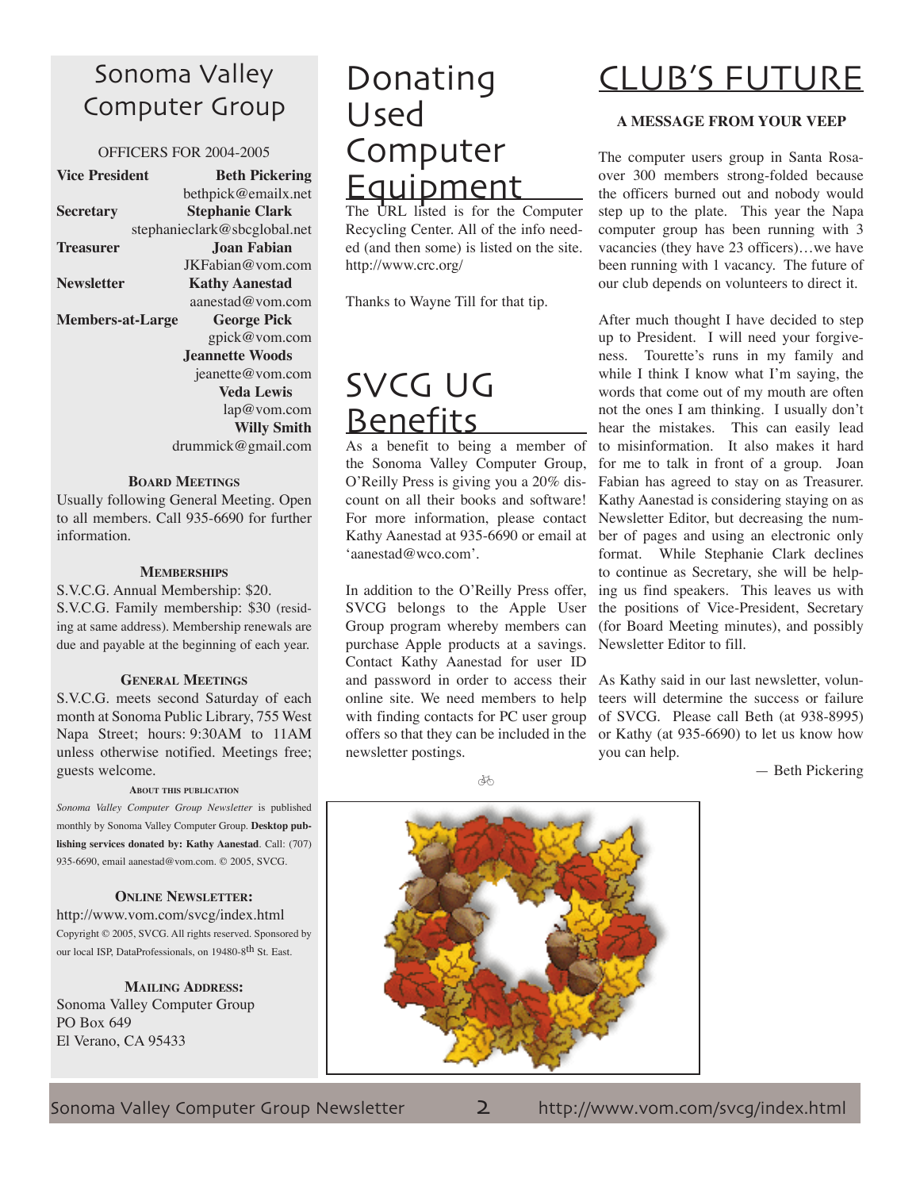# Sonoma Valley Computer Group

OFFICERS FOR 2004-2005

| | |
|---|---|
| **Vice President** | **Beth Pickering** bethpick@emailx.net |
| **Secretary** | **Stephanie Clark** stephanieclark@sbcglobal.net |
| **Treasurer** | **Joan Fabian** JKFabian@vom.com |
| **Newsletter** | **Kathy Aanestad** aanestad@vom.com |
| **Members-at-Large** | **George Pick** gpick@vom.com |
| | **Jeannette Woods** jeanette@vom.com |
| | **Veda Lewis** lap@vom.com |
| | **Willy Smith** drummick@gmail.com |

### Board Meetings

Usually following General Meeting. Open to all members. Call 935-6690 for further information.

### Memberships

S.V.C.G. Annual Membership: $20.
S.V.C.G. Family membership: $30 (residing at same address). Membership renewals are due and payable at the beginning of each year.

### General Meetings

S.V.C.G. meets second Saturday of each month at Sonoma Public Library, 755 West Napa Street; hours: 9:30AM to 11AM unless otherwise notified. Meetings free; guests welcome.

#### About this publication

*Sonoma Valley Computer Group Newsletter* is published monthly by Sonoma Valley Computer Group. **Desktop publishing services donated by: Kathy Aanestad**. Call: (707) 935-6690, email aanestad@vom.com. © 2005, SVCG.

### Online Newsletter:

http://www.vom.com/svcg/index.html
Copyright © 2005, SVCG. All rights reserved. Sponsored by our local ISP, DataProfessionals, on 19480-8th St. East.

### Mailing Address:

Sonoma Valley Computer Group
PO Box 649
El Verano, CA 95433

# Donating Used Computer Equipment

The URL listed is for the Computer Recycling Center. All of the info needed (and then some) is listed on the site. http://www.crc.org/

Thanks to Wayne Till for that tip.

# SVCG UG Benefits

As a benefit to being a member of the Sonoma Valley Computer Group, O'Reilly Press is giving you a 20% discount on all their books and software! For more information, please contact Kathy Aanestad at 935-6690 or email at 'aanestad@wco.com'.

In addition to the O'Reilly Press offer, SVCG belongs to the Apple User Group program whereby members can purchase Apple products at a savings. Contact Kathy Aanestad for user ID and password in order to access their online site. We need members to help with finding contacts for PC user group offers so that they can be included in the newsletter postings.

# Club's Future

**A MESSAGE FROM YOUR VEEP**

The computer users group in Santa Rosa-over 300 members strong-folded because the officers burned out and nobody would step up to the plate. This year the Napa computer group has been running with 3 vacancies (they have 23 officers)…we have been running with 1 vacancy. The future of our club depends on volunteers to direct it.

After much thought I have decided to step up to President. I will need your forgiveness. Tourette's runs in my family and while I think I know what I'm saying, the words that come out of my mouth are often not the ones I am thinking. I usually don't hear the mistakes. This can easily lead to misinformation. It also makes it hard for me to talk in front of a group. Joan Fabian has agreed to stay on as Treasurer. Kathy Aanestad is considering staying on as Newsletter Editor, but decreasing the number of pages and using an electronic only format. While Stephanie Clark declines to continue as Secretary, she will be helping us find speakers. This leaves us with the positions of Vice-President, Secretary (for Board Meeting minutes), and possibly Newsletter Editor to fill.

As Kathy said in our last newsletter, volunteers will determine the success or failure of SVCG. Please call Beth (at 938-8995) or Kathy (at 935-6690) to let us know how you can help.

— Beth Pickering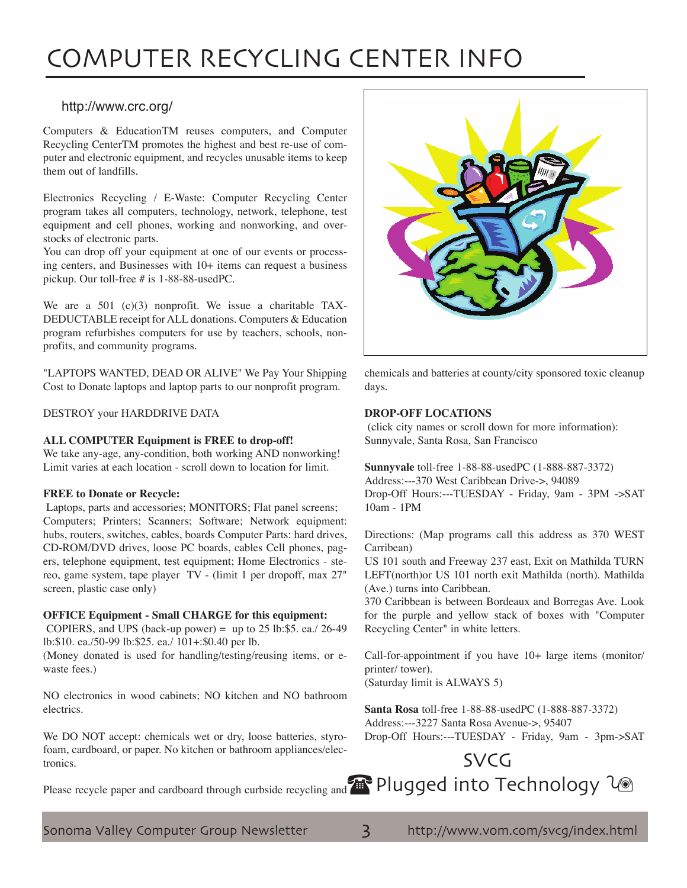# COMPUTER RECYCLING CENTER INFO

http://www.crc.org/

Computers & EducationTM reuses computers, and Computer Recycling CenterTM promotes the highest and best re-use of computer and electronic equipment, and recycles unusable items to keep them out of landfills.

Electronics Recycling / E-Waste: Computer Recycling Center program takes all computers, technology, network, telephone, test equipment and cell phones, working and nonworking, and overstocks of electronic parts.
You can drop off your equipment at one of our events or processing centers, and Businesses with 10+ items can request a business pickup. Our toll-free # is 1-88-88-usedPC.

We are a 501 (c)(3) nonprofit. We issue a charitable TAX-DEDUCTABLE receipt for ALL donations. Computers & Education program refurbishes computers for use by teachers, schools, nonprofits, and community programs.

"LAPTOPS WANTED, DEAD OR ALIVE" We Pay Your Shipping Cost to Donate laptops and laptop parts to our nonprofit program.

DESTROY your HARDDRIVE DATA

**ALL COMPUTER Equipment is FREE to drop-off!**
We take any-age, any-condition, both working AND nonworking! Limit varies at each location - scroll down to location for limit.

**FREE to Donate or Recycle:**
Laptops, parts and accessories; MONITORS; Flat panel screens; Computers; Printers; Scanners; Software; Network equipment: hubs, routers, switches, cables, boards Computer Parts: hard drives, CD-ROM/DVD drives, loose PC boards, cables Cell phones, pagers, telephone equipment, test equipment; Home Electronics - stereo, game system, tape player TV - (limit 1 per dropoff, max 27" screen, plastic case only)

**OFFICE Equipment - Small CHARGE for this equipment:**
COPIERS, and UPS (back-up power) = up to 25 lb:$5. ea./ 26-49 lb:$10. ea./50-99 lb:$25. ea./ 101+:$0.40 per lb.
(Money donated is used for handling/testing/reusing items, or e-waste fees.)

NO electronics in wood cabinets; NO kitchen and NO bathroom electrics.

We DO NOT accept: chemicals wet or dry, loose batteries, styrofoam, cardboard, or paper. No kitchen or bathroom appliances/electronics.

Please recycle paper and cardboard through curbside recycling and chemicals and batteries at county/city sponsored toxic cleanup days.

**DROP-OFF LOCATIONS**
(click city names or scroll down for more information):
Sunnyvale, Santa Rosa, San Francisco

**Sunnyvale** toll-free 1-88-88-usedPC (1-888-887-3372)
Address:---370 West Caribbean Drive->, 94089
Drop-Off Hours:---TUESDAY - Friday, 9am - 3PM ->SAT 10am - 1PM

Directions: (Map programs call this address as 370 WEST Carribean)
US 101 south and Freeway 237 east, Exit on Mathilda TURN LEFT(north)or US 101 north exit Mathilda (north). Mathilda (Ave.) turns into Caribbean.
370 Caribbean is between Bordeaux and Borregas Ave. Look for the purple and yellow stack of boxes with "Computer Recycling Center" in white letters.

Call-for-appointment if you have 10+ large items (monitor/ printer/ tower).
(Saturday limit is ALWAYS 5)

**Santa Rosa** toll-free 1-88-88-usedPC (1-888-887-3372)
Address:---3227 Santa Rosa Avenue->, 95407
Drop-Off Hours:---TUESDAY - Friday, 9am - 3pm->SAT

SVCG
Plugged into Technology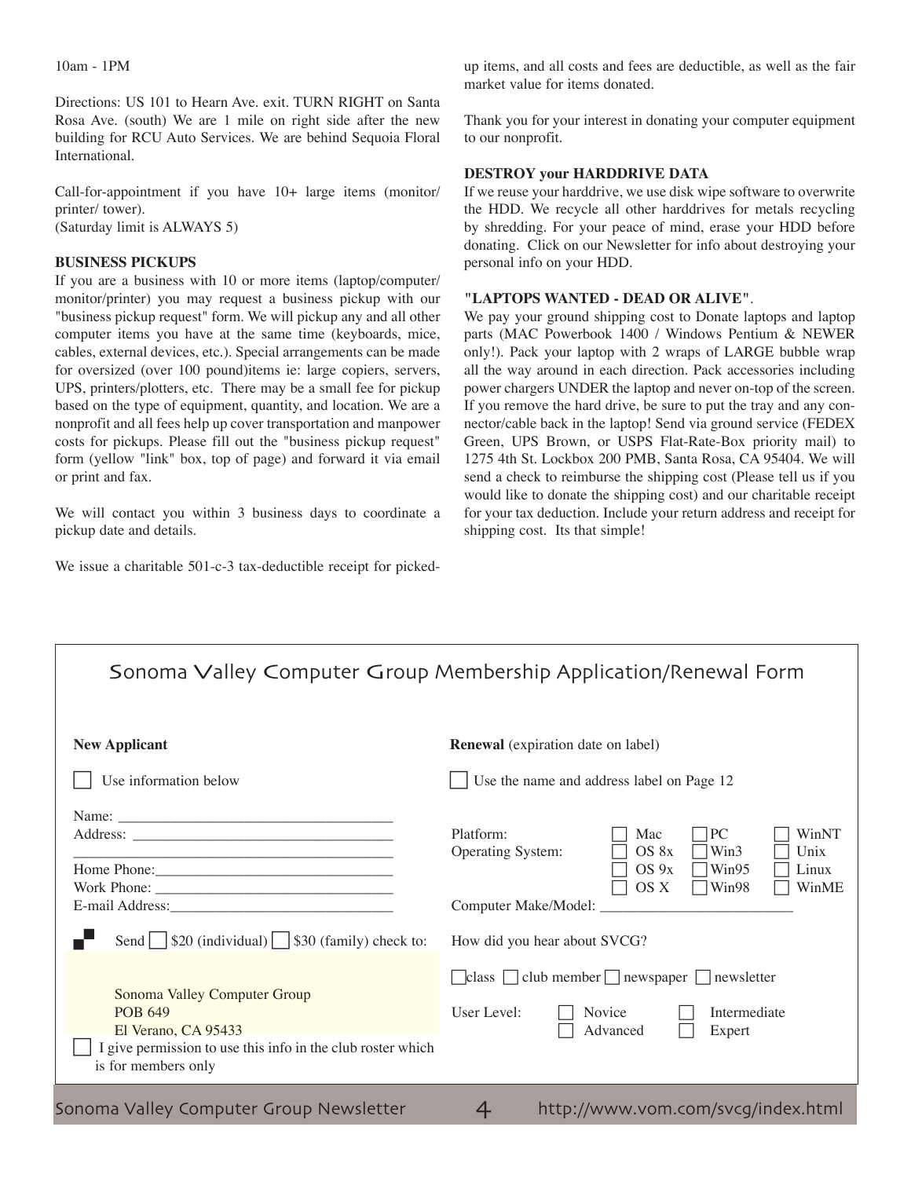10am - 1PM

Directions: US 101 to Hearn Ave. exit. TURN RIGHT on Santa Rosa Ave. (south) We are 1 mile on right side after the new building for RCU Auto Services. We are behind Sequoia Floral International.

Call-for-appointment if you have 10+ large items (monitor/ printer/ tower).
(Saturday limit is ALWAYS 5)

**BUSINESS PICKUPS**

If you are a business with 10 or more items (laptop/computer/ monitor/printer) you may request a business pickup with our "business pickup request" form. We will pickup any and all other computer items you have at the same time (keyboards, mice, cables, external devices, etc.). Special arrangements can be made for oversized (over 100 pound)items ie: large copiers, servers, UPS, printers/plotters, etc. There may be a small fee for pickup based on the type of equipment, quantity, and location. We are a nonprofit and all fees help up cover transportation and manpower costs for pickups. Please fill out the "business pickup request" form (yellow "link" box, top of page) and forward it via email or print and fax.

We will contact you within 3 business days to coordinate a pickup date and details.

We issue a charitable 501-c-3 tax-deductible receipt for picked-up items, and all costs and fees are deductible, as well as the fair market value for items donated.

Thank you for your interest in donating your computer equipment to our nonprofit.

**DESTROY your HARDDRIVE DATA**

If we reuse your harddrive, we use disk wipe software to overwrite the HDD. We recycle all other harddrives for metals recycling by shredding. For your peace of mind, erase your HDD before donating. Click on our Newsletter for info about destroying your personal info on your HDD.

**"LAPTOPS WANTED - DEAD OR ALIVE"**.

We pay your ground shipping cost to Donate laptops and laptop parts (MAC Powerbook 1400 / Windows Pentium & NEWER only!). Pack your laptop with 2 wraps of LARGE bubble wrap all the way around in each direction. Pack accessories including power chargers UNDER the laptop and never on-top of the screen. If you remove the hard drive, be sure to put the tray and any connector/cable back in the laptop! Send via ground service (FEDEX Green, UPS Brown, or USPS Flat-Rate-Box priority mail) to 1275 4th St. Lockbox 200 PMB, Santa Rosa, CA 95404. We will send a check to reimburse the shipping cost (Please tell us if you would like to donate the shipping cost) and our charitable receipt for your tax deduction. Include your return address and receipt for shipping cost. Its that simple!

## Sonoma Valley Computer Group Membership Application/Renewal Form

**New Applicant**

☐ Use information below

Name: ____________________________________

Address: ____________________________________

____________________________________________

Home Phone:_______________________________

Work Phone: _______________________________

E-mail Address:_____________________________

Send ☐ $20 (individual) ☐ $30 (family) check to:

Sonoma Valley Computer Group
POB 649
El Verano, CA 95433

☐ I give permission to use this info in the club roster which is for members only

**Renewal** (expiration date on label)

☐ Use the name and address label on Page 12

Platform: ☐ Mac ☐ PC ☐ WinNT

Operating System: ☐ OS 8x ☐ Win3 ☐ Unix ☐ OS 9x ☐ Win95 ☐ Linux ☐ OS X ☐ Win98 ☐ WinME

Computer Make/Model: __________________________

How did you hear about SVCG?

☐ class ☐ club member ☐ newspaper ☐ newsletter

User Level: ☐ Novice ☐ Intermediate ☐ Advanced ☐ Expert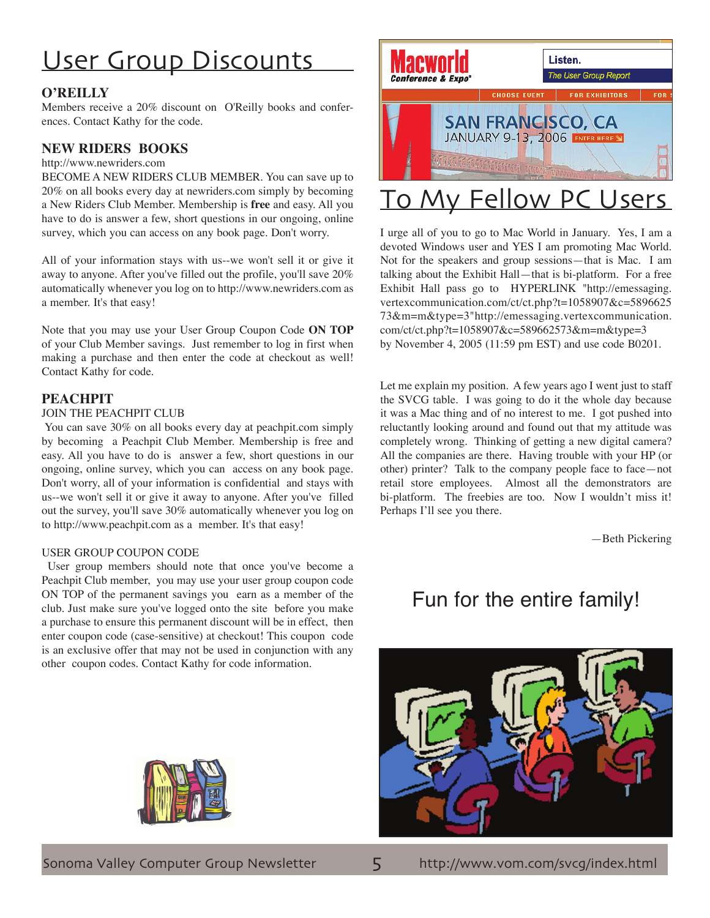# User Group Discounts

### O'REILLY

Members receive a 20% discount on O'Reilly books and conferences. Contact Kathy for the code.

### NEW RIDERS BOOKS

http://www.newriders.com

BECOME A NEW RIDERS CLUB MEMBER. You can save up to 20% on all books every day at newriders.com simply by becoming a New Riders Club Member. Membership is **free** and easy. All you have to do is answer a few, short questions in our ongoing, online survey, which you can access on any book page. Don't worry.

All of your information stays with us--we won't sell it or give it away to anyone. After you've filled out the profile, you'll save 20% automatically whenever you log on to http://www.newriders.com as a member. It's that easy!

Note that you may use your User Group Coupon Code **ON TOP** of your Club Member savings. Just remember to log in first when making a purchase and then enter the code at checkout as well! Contact Kathy for code.

### PEACHPIT

JOIN THE PEACHPIT CLUB

You can save 30% on all books every day at peachpit.com simply by becoming a Peachpit Club Member. Membership is free and easy. All you have to do is answer a few, short questions in our ongoing, online survey, which you can access on any book page. Don't worry, all of your information is confidential and stays with us--we won't sell it or give it away to anyone. After you've filled out the survey, you'll save 30% automatically whenever you log on to http://www.peachpit.com as a member. It's that easy!

USER GROUP COUPON CODE

User group members should note that once you've become a Peachpit Club member, you may use your user group coupon code ON TOP of the permanent savings you earn as a member of the club. Just make sure you've logged onto the site before you make a purchase to ensure this permanent discount will be in effect, then enter coupon code (case-sensitive) at checkout! This coupon code is an exclusive offer that may not be used in conjunction with any other coupon codes. Contact Kathy for code information.

Macworld Conference & Expo
Listen.
The User Group Report
CHOOSE EVENT | FOR EXHIBITORS | FOR
SAN FRANCISCO, CA
JANUARY 9-13, 2006
ENTER HERE

# To My Fellow PC Users

I urge all of you to go to Mac World in January. Yes, I am a devoted Windows user and YES I am promoting Mac World. Not for the speakers and group sessions—that is Mac. I am talking about the Exhibit Hall—that is bi-platform. For a free Exhibit Hall pass go to HYPERLINK "http://emessaging.vertexcommunication.com/ct/ct.php?t=1058907&c=589662573&m=m&type=3"http://emessaging.vertexcommunication.com/ct/ct.php?t=1058907&c=589662573&m=m&type=3 by November 4, 2005 (11:59 pm EST) and use code B0201.

Let me explain my position. A few years ago I went just to staff the SVCG table. I was going to do it the whole day because it was a Mac thing and of no interest to me. I got pushed into reluctantly looking around and found out that my attitude was completely wrong. Thinking of getting a new digital camera? All the companies are there. Having trouble with your HP (or other) printer? Talk to the company people face to face—not retail store employees. Almost all the demonstrators are bi-platform. The freebies are too. Now I wouldn't miss it! Perhaps I'll see you there.

—Beth Pickering

## Fun for the entire family!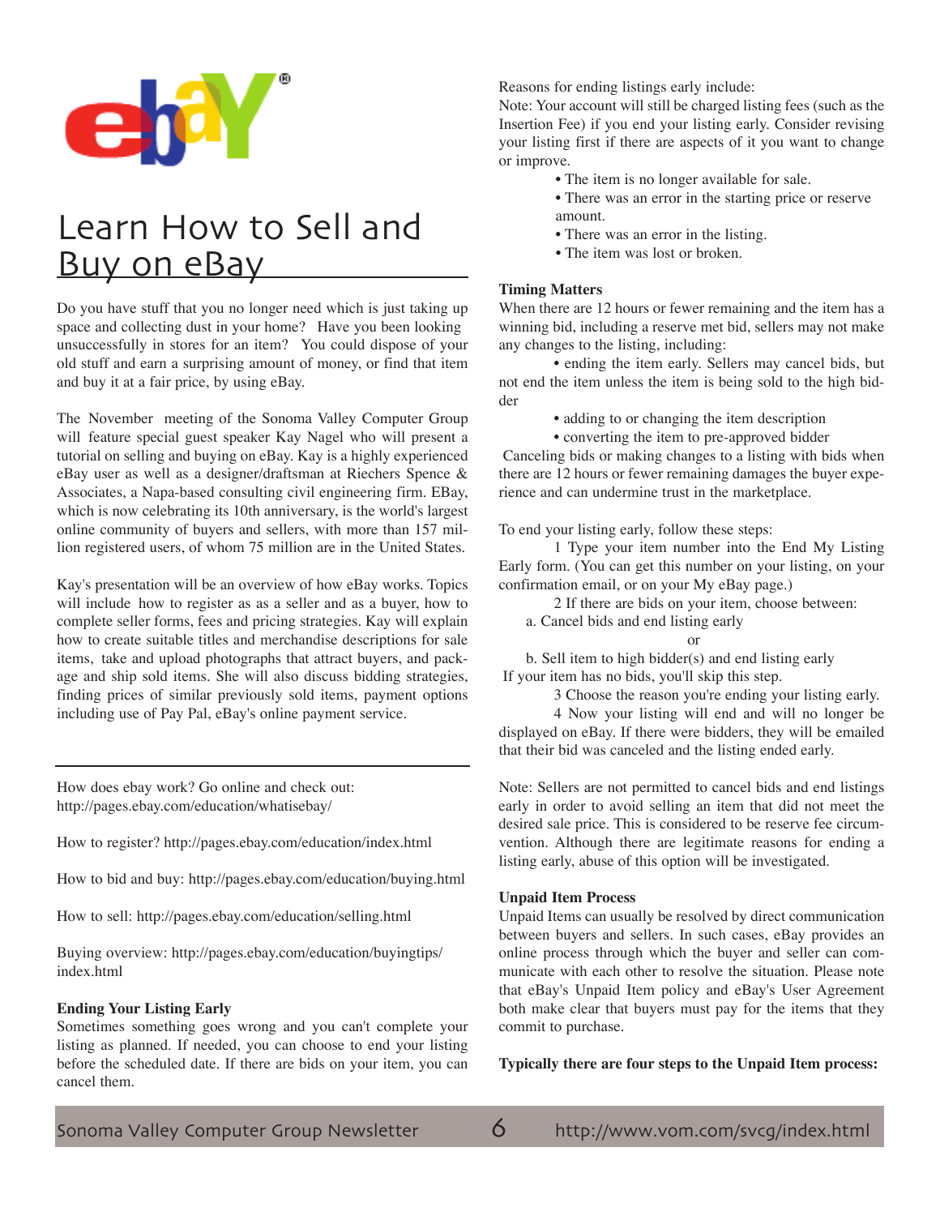# Learn How to Sell and Buy on eBay

Do you have stuff that you no longer need which is just taking up space and collecting dust in your home? Have you been looking unsuccessfully in stores for an item? You could dispose of your old stuff and earn a surprising amount of money, or find that item and buy it at a fair price, by using eBay.

The November meeting of the Sonoma Valley Computer Group will feature special guest speaker Kay Nagel who will present a tutorial on selling and buying on eBay. Kay is a highly experienced eBay user as well as a designer/draftsman at Riechers Spence & Associates, a Napa-based consulting civil engineering firm. EBay, which is now celebrating its 10th anniversary, is the world's largest online community of buyers and sellers, with more than 157 million registered users, of whom 75 million are in the United States.

Kay's presentation will be an overview of how eBay works. Topics will include how to register as as a seller and as a buyer, how to complete seller forms, fees and pricing strategies. Kay will explain how to create suitable titles and merchandise descriptions for sale items, take and upload photographs that attract buyers, and package and ship sold items. She will also discuss bidding strategies, finding prices of similar previously sold items, payment options including use of Pay Pal, eBay's online payment service.

---

How does ebay work? Go online and check out: http://pages.ebay.com/education/whatisebay/

How to register? http://pages.ebay.com/education/index.html

How to bid and buy: http://pages.ebay.com/education/buying.html

How to sell: http://pages.ebay.com/education/selling.html

Buying overview: http://pages.ebay.com/education/buyingtips/index.html

**Ending Your Listing Early**

Sometimes something goes wrong and you can't complete your listing as planned. If needed, you can choose to end your listing before the scheduled date. If there are bids on your item, you can cancel them.

Reasons for ending listings early include:

Note: Your account will still be charged listing fees (such as the Insertion Fee) if you end your listing early. Consider revising your listing first if there are aspects of it you want to change or improve.

- The item is no longer available for sale.
- There was an error in the starting price or reserve amount.
- There was an error in the listing.
- The item was lost or broken.

**Timing Matters**

When there are 12 hours or fewer remaining and the item has a winning bid, including a reserve met bid, sellers may not make any changes to the listing, including:

- ending the item early. Sellers may cancel bids, but not end the item unless the item is being sold to the high bidder
- adding to or changing the item description
- converting the item to pre-approved bidder

Canceling bids or making changes to a listing with bids when there are 12 hours or fewer remaining damages the buyer experience and can undermine trust in the marketplace.

To end your listing early, follow these steps:

1 Type your item number into the End My Listing Early form. (You can get this number on your listing, on your confirmation email, or on your My eBay page.)

2 If there are bids on your item, choose between:

a. Cancel bids and end listing early

or

b. Sell item to high bidder(s) and end listing early

If your item has no bids, you'll skip this step.

3 Choose the reason you're ending your listing early.

4 Now your listing will end and will no longer be displayed on eBay. If there were bidders, they will be emailed that their bid was canceled and the listing ended early.

Note: Sellers are not permitted to cancel bids and end listings early in order to avoid selling an item that did not meet the desired sale price. This is considered to be reserve fee circumvention. Although there are legitimate reasons for ending a listing early, abuse of this option will be investigated.

**Unpaid Item Process**

Unpaid Items can usually be resolved by direct communication between buyers and sellers. In such cases, eBay provides an online process through which the buyer and seller can communicate with each other to resolve the situation. Please note that eBay's Unpaid Item policy and eBay's User Agreement both make clear that buyers must pay for the items that they commit to purchase.

**Typically there are four steps to the Unpaid Item process:**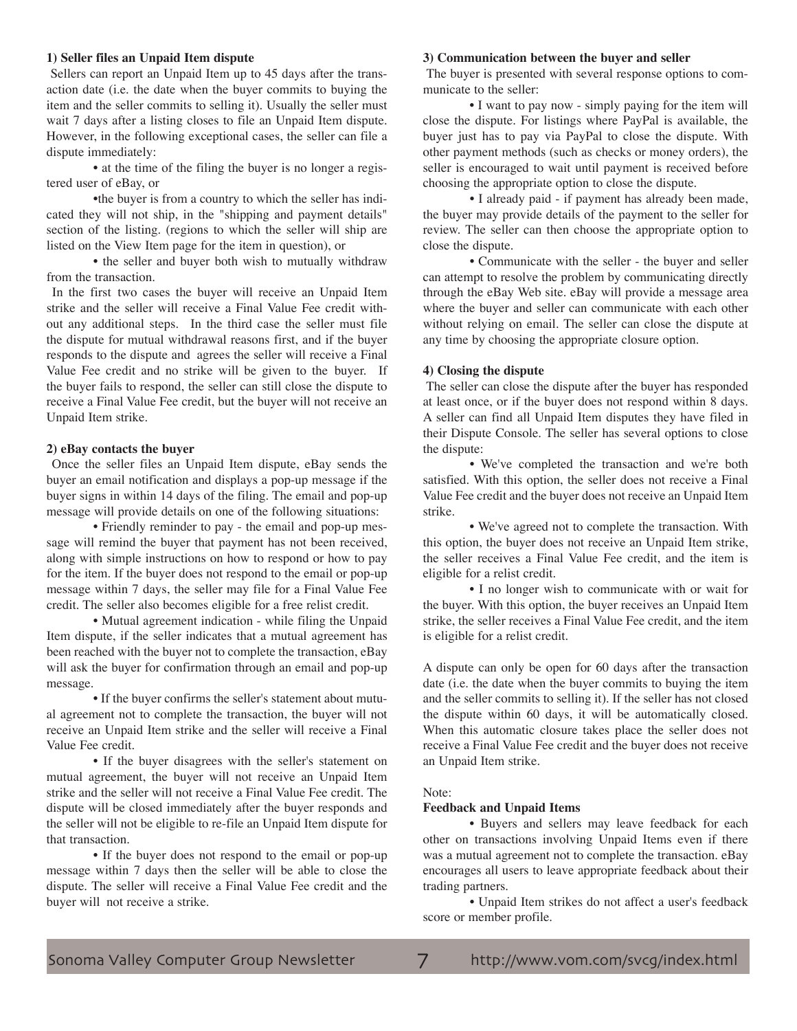**1) Seller files an Unpaid Item dispute**

Sellers can report an Unpaid Item up to 45 days after the transaction date (i.e. the date when the buyer commits to buying the item and the seller commits to selling it). Usually the seller must wait 7 days after a listing closes to file an Unpaid Item dispute. However, in the following exceptional cases, the seller can file a dispute immediately:

- at the time of the filing the buyer is no longer a registered user of eBay, or
- the buyer is from a country to which the seller has indicated they will not ship, in the "shipping and payment details" section of the listing. (regions to which the seller will ship are listed on the View Item page for the item in question), or
- the seller and buyer both wish to mutually withdraw from the transaction.

In the first two cases the buyer will receive an Unpaid Item strike and the seller will receive a Final Value Fee credit without any additional steps. In the third case the seller must file the dispute for mutual withdrawal reasons first, and if the buyer responds to the dispute and agrees the seller will receive a Final Value Fee credit and no strike will be given to the buyer. If the buyer fails to respond, the seller can still close the dispute to receive a Final Value Fee credit, but the buyer will not receive an Unpaid Item strike.

**2) eBay contacts the buyer**

Once the seller files an Unpaid Item dispute, eBay sends the buyer an email notification and displays a pop-up message if the buyer signs in within 14 days of the filing. The email and pop-up message will provide details on one of the following situations:

- Friendly reminder to pay - the email and pop-up message will remind the buyer that payment has not been received, along with simple instructions on how to respond or how to pay for the item. If the buyer does not respond to the email or pop-up message within 7 days, the seller may file for a Final Value Fee credit. The seller also becomes eligible for a free relist credit.
- Mutual agreement indication - while filing the Unpaid Item dispute, if the seller indicates that a mutual agreement has been reached with the buyer not to complete the transaction, eBay will ask the buyer for confirmation through an email and pop-up message.
- If the buyer confirms the seller's statement about mutual agreement not to complete the transaction, the buyer will not receive an Unpaid Item strike and the seller will receive a Final Value Fee credit.
- If the buyer disagrees with the seller's statement on mutual agreement, the buyer will not receive an Unpaid Item strike and the seller will not receive a Final Value Fee credit. The dispute will be closed immediately after the buyer responds and the seller will not be eligible to re-file an Unpaid Item dispute for that transaction.
- If the buyer does not respond to the email or pop-up message within 7 days then the seller will be able to close the dispute. The seller will receive a Final Value Fee credit and the buyer will not receive a strike.

**3) Communication between the buyer and seller**

The buyer is presented with several response options to communicate to the seller:

- I want to pay now - simply paying for the item will close the dispute. For listings where PayPal is available, the buyer just has to pay via PayPal to close the dispute. With other payment methods (such as checks or money orders), the seller is encouraged to wait until payment is received before choosing the appropriate option to close the dispute.
- I already paid - if payment has already been made, the buyer may provide details of the payment to the seller for review. The seller can then choose the appropriate option to close the dispute.
- Communicate with the seller - the buyer and seller can attempt to resolve the problem by communicating directly through the eBay Web site. eBay will provide a message area where the buyer and seller can communicate with each other without relying on email. The seller can close the dispute at any time by choosing the appropriate closure option.

**4) Closing the dispute**

The seller can close the dispute after the buyer has responded at least once, or if the buyer does not respond within 8 days. A seller can find all Unpaid Item disputes they have filed in their Dispute Console. The seller has several options to close the dispute:

- We've completed the transaction and we're both satisfied. With this option, the seller does not receive a Final Value Fee credit and the buyer does not receive an Unpaid Item strike.
- We've agreed not to complete the transaction. With this option, the buyer does not receive an Unpaid Item strike, the seller receives a Final Value Fee credit, and the item is eligible for a relist credit.
- I no longer wish to communicate with or wait for the buyer. With this option, the buyer receives an Unpaid Item strike, the seller receives a Final Value Fee credit, and the item is eligible for a relist credit.

A dispute can only be open for 60 days after the transaction date (i.e. the date when the buyer commits to buying the item and the seller commits to selling it). If the seller has not closed the dispute within 60 days, it will be automatically closed. When this automatic closure takes place the seller does not receive a Final Value Fee credit and the buyer does not receive an Unpaid Item strike.

Note:

**Feedback and Unpaid Items**

- Buyers and sellers may leave feedback for each other on transactions involving Unpaid Items even if there was a mutual agreement not to complete the transaction. eBay encourages all users to leave appropriate feedback about their trading partners.
- Unpaid Item strikes do not affect a user's feedback score or member profile.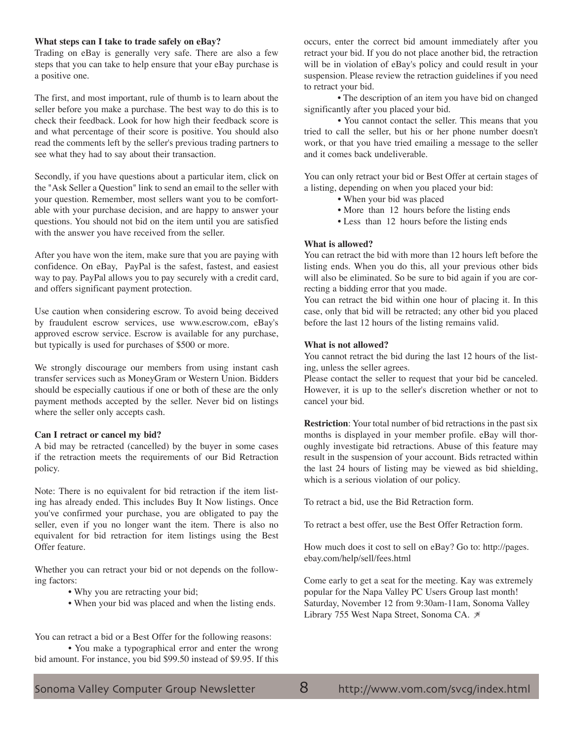**What steps can I take to trade safely on eBay?**

Trading on eBay is generally very safe. There are also a few steps that you can take to help ensure that your eBay purchase is a positive one.

The first, and most important, rule of thumb is to learn about the seller before you make a purchase. The best way to do this is to check their feedback. Look for how high their feedback score is and what percentage of their score is positive. You should also read the comments left by the seller's previous trading partners to see what they had to say about their transaction.

Secondly, if you have questions about a particular item, click on the "Ask Seller a Question" link to send an email to the seller with your question. Remember, most sellers want you to be comfortable with your purchase decision, and are happy to answer your questions. You should not bid on the item until you are satisfied with the answer you have received from the seller.

After you have won the item, make sure that you are paying with confidence. On eBay, PayPal is the safest, fastest, and easiest way to pay. PayPal allows you to pay securely with a credit card, and offers significant payment protection.

Use caution when considering escrow. To avoid being deceived by fraudulent escrow services, use www.escrow.com, eBay's approved escrow service. Escrow is available for any purchase, but typically is used for purchases of $500 or more.

We strongly discourage our members from using instant cash transfer services such as MoneyGram or Western Union. Bidders should be especially cautious if one or both of these are the only payment methods accepted by the seller. Never bid on listings where the seller only accepts cash.

**Can I retract or cancel my bid?**

A bid may be retracted (cancelled) by the buyer in some cases if the retraction meets the requirements of our Bid Retraction policy.

Note: There is no equivalent for bid retraction if the item listing has already ended. This includes Buy It Now listings. Once you've confirmed your purchase, you are obligated to pay the seller, even if you no longer want the item. There is also no equivalent for bid retraction for item listings using the Best Offer feature.

Whether you can retract your bid or not depends on the following factors:

- Why you are retracting your bid;
- When your bid was placed and when the listing ends.

You can retract a bid or a Best Offer for the following reasons:

- You make a typographical error and enter the wrong bid amount. For instance, you bid $99.50 instead of $9.95. If this occurs, enter the correct bid amount immediately after you retract your bid. If you do not place another bid, the retraction will be in violation of eBay's policy and could result in your suspension. Please review the retraction guidelines if you need to retract your bid.
- The description of an item you have bid on changed significantly after you placed your bid.
- You cannot contact the seller. This means that you tried to call the seller, but his or her phone number doesn't work, or that you have tried emailing a message to the seller and it comes back undeliverable.

You can only retract your bid or Best Offer at certain stages of a listing, depending on when you placed your bid:

- When your bid was placed
- More than 12 hours before the listing ends
- Less than 12 hours before the listing ends

**What is allowed?**

You can retract the bid with more than 12 hours left before the listing ends. When you do this, all your previous other bids will also be eliminated. So be sure to bid again if you are correcting a bidding error that you made.

You can retract the bid within one hour of placing it. In this case, only that bid will be retracted; any other bid you placed before the last 12 hours of the listing remains valid.

**What is not allowed?**

You cannot retract the bid during the last 12 hours of the listing, unless the seller agrees.

Please contact the seller to request that your bid be canceled. However, it is up to the seller's discretion whether or not to cancel your bid.

**Restriction**: Your total number of bid retractions in the past six months is displayed in your member profile. eBay will thoroughly investigate bid retractions. Abuse of this feature may result in the suspension of your account. Bids retracted within the last 24 hours of listing may be viewed as bid shielding, which is a serious violation of our policy.

To retract a bid, use the Bid Retraction form.

To retract a best offer, use the Best Offer Retraction form.

How much does it cost to sell on eBay? Go to: http://pages.ebay.com/help/sell/fees.html

Come early to get a seat for the meeting. Kay was extremely popular for the Napa Valley PC Users Group last month! Saturday, November 12 from 9:30am-11am, Sonoma Valley Library 755 West Napa Street, Sonoma CA.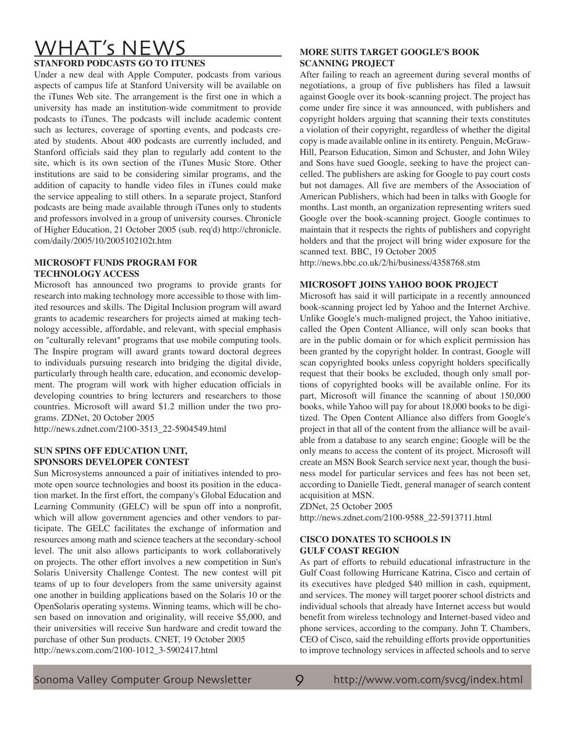# WHAT's NEWS

### STANFORD PODCASTS GO TO ITUNES

Under a new deal with Apple Computer, podcasts from various aspects of campus life at Stanford University will be available on the iTunes Web site. The arrangement is the first one in which a university has made an institution-wide commitment to provide podcasts to iTunes. The podcasts will include academic content such as lectures, coverage of sporting events, and podcasts created by students. About 400 podcasts are currently included, and Stanford officials said they plan to regularly add content to the site, which is its own section of the iTunes Music Store. Other institutions are said to be considering similar programs, and the addition of capacity to handle video files in iTunes could make the service appealing to still others. In a separate project, Stanford podcasts are being made available through iTunes only to students and professors involved in a group of university courses. Chronicle of Higher Education, 21 October 2005 (sub. req'd) http://chronicle.com/daily/2005/10/2005102102t.htm

### MICROSOFT FUNDS PROGRAM FOR TECHNOLOGY ACCESS

Microsoft has announced two programs to provide grants for research into making technology more accessible to those with limited resources and skills. The Digital Inclusion program will award grants to academic researchers for projects aimed at making technology accessible, affordable, and relevant, with special emphasis on "culturally relevant" programs that use mobile computing tools. The Inspire program will award grants toward doctoral degrees to individuals pursuing research into bridging the digital divide, particularly through health care, education, and economic development. The program will work with higher education officials in developing countries to bring lecturers and researchers to those countries. Microsoft will award $1.2 million under the two programs. ZDNet, 20 October 2005

http://news.zdnet.com/2100-3513_22-5904549.html

### SUN SPINS OFF EDUCATION UNIT, SPONSORS DEVELOPER CONTEST

Sun Microsystems announced a pair of initiatives intended to promote open source technologies and boost its position in the education market. In the first effort, the company's Global Education and Learning Community (GELC) will be spun off into a nonprofit, which will allow government agencies and other vendors to participate. The GELC facilitates the exchange of information and resources among math and science teachers at the secondary-school level. The unit also allows participants to work collaboratively on projects. The other effort involves a new competition in Sun's Solaris University Challenge Contest. The new contest will pit teams of up to four developers from the same university against one another in building applications based on the Solaris 10 or the OpenSolaris operating systems. Winning teams, which will be chosen based on innovation and originality, will receive $5,000, and their universities will receive Sun hardware and credit toward the purchase of other Sun products. CNET, 19 October 2005
http://news.com.com/2100-1012_3-5902417.html

### MORE SUITS TARGET GOOGLE'S BOOK SCANNING PROJECT

After failing to reach an agreement during several months of negotiations, a group of five publishers has filed a lawsuit against Google over its book-scanning project. The project has come under fire since it was announced, with publishers and copyright holders arguing that scanning their texts constitutes a violation of their copyright, regardless of whether the digital copy is made available online in its entirety. Penguin, McGraw-Hill, Pearson Education, Simon and Schuster, and John Wiley and Sons have sued Google, seeking to have the project cancelled. The publishers are asking for Google to pay court costs but not damages. All five are members of the Association of American Publishers, which had been in talks with Google for months. Last month, an organization representing writers sued Google over the book-scanning project. Google continues to maintain that it respects the rights of publishers and copyright holders and that the project will bring wider exposure for the scanned text. BBC, 19 October 2005

http://news.bbc.co.uk/2/hi/business/4358768.stm

### MICROSOFT JOINS YAHOO BOOK PROJECT

Microsoft has said it will participate in a recently announced book-scanning project led by Yahoo and the Internet Archive. Unlike Google's much-maligned project, the Yahoo initiative, called the Open Content Alliance, will only scan books that are in the public domain or for which explicit permission has been granted by the copyright holder. In contrast, Google will scan copyrighted books unless copyright holders specifically request that their books be excluded, though only small portions of copyrighted books will be available online. For its part, Microsoft will finance the scanning of about 150,000 books, while Yahoo will pay for about 18,000 books to be digitized. The Open Content Alliance also differs from Google's project in that all of the content from the alliance will be available from a database to any search engine; Google will be the only means to access the content of its project. Microsoft will create an MSN Book Search service next year, though the business model for particular services and fees has not been set, according to Danielle Tiedt, general manager of search content acquisition at MSN.

ZDNet, 25 October 2005

http://news.zdnet.com/2100-9588_22-5913711.html

### CISCO DONATES TO SCHOOLS IN GULF COAST REGION

As part of efforts to rebuild educational infrastructure in the Gulf Coast following Hurricane Katrina, Cisco and certain of its executives have pledged $40 million in cash, equipment, and services. The money will target poorer school districts and individual schools that already have Internet access but would benefit from wireless technology and Internet-based video and phone services, according to the company. John T. Chambers, CEO of Cisco, said the rebuilding efforts provide opportunities to improve technology services in affected schools and to serve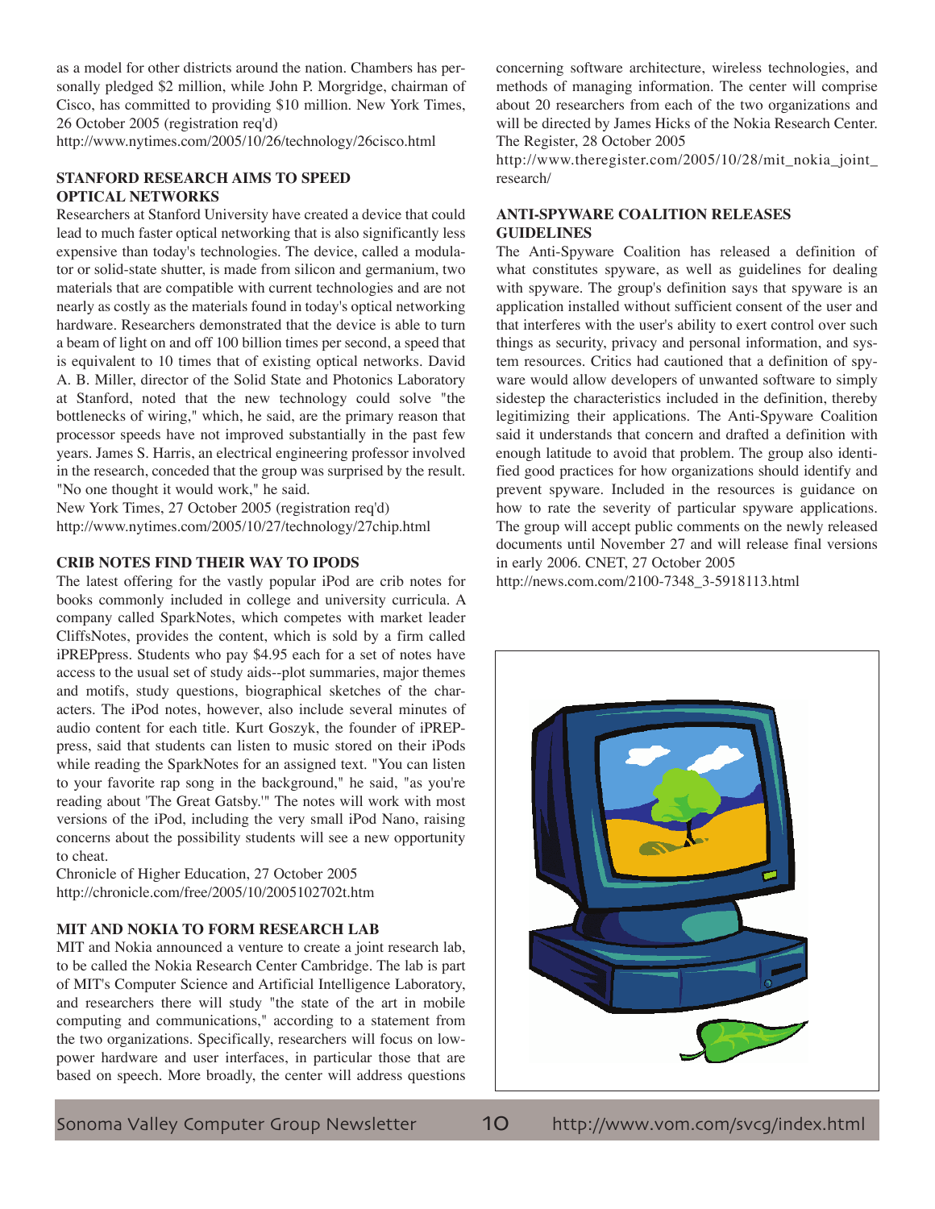as a model for other districts around the nation. Chambers has personally pledged $2 million, while John P. Morgridge, chairman of Cisco, has committed to providing $10 million. New York Times, 26 October 2005 (registration req'd)
http://www.nytimes.com/2005/10/26/technology/26cisco.html

**STANFORD RESEARCH AIMS TO SPEED OPTICAL NETWORKS**

Researchers at Stanford University have created a device that could lead to much faster optical networking that is also significantly less expensive than today's technologies. The device, called a modulator or solid-state shutter, is made from silicon and germanium, two materials that are compatible with current technologies and are not nearly as costly as the materials found in today's optical networking hardware. Researchers demonstrated that the device is able to turn a beam of light on and off 100 billion times per second, a speed that is equivalent to 10 times that of existing optical networks. David A. B. Miller, director of the Solid State and Photonics Laboratory at Stanford, noted that the new technology could solve "the bottlenecks of wiring," which, he said, are the primary reason that processor speeds have not improved substantially in the past few years. James S. Harris, an electrical engineering professor involved in the research, conceded that the group was surprised by the result. "No one thought it would work," he said.
New York Times, 27 October 2005 (registration req'd)
http://www.nytimes.com/2005/10/27/technology/27chip.html

**CRIB NOTES FIND THEIR WAY TO IPODS**

The latest offering for the vastly popular iPod are crib notes for books commonly included in college and university curricula. A company called SparkNotes, which competes with market leader CliffsNotes, provides the content, which is sold by a firm called iPREPpress. Students who pay $4.95 each for a set of notes have access to the usual set of study aids--plot summaries, major themes and motifs, study questions, biographical sketches of the characters. The iPod notes, however, also include several minutes of audio content for each title. Kurt Goszyk, the founder of iPREPpress, said that students can listen to music stored on their iPods while reading the SparkNotes for an assigned text. "You can listen to your favorite rap song in the background," he said, "as you're reading about 'The Great Gatsby.'" The notes will work with most versions of the iPod, including the very small iPod Nano, raising concerns about the possibility students will see a new opportunity to cheat.
Chronicle of Higher Education, 27 October 2005
http://chronicle.com/free/2005/10/2005102702t.htm

**MIT AND NOKIA TO FORM RESEARCH LAB**

MIT and Nokia announced a venture to create a joint research lab, to be called the Nokia Research Center Cambridge. The lab is part of MIT's Computer Science and Artificial Intelligence Laboratory, and researchers there will study "the state of the art in mobile computing and communications," according to a statement from the two organizations. Specifically, researchers will focus on low-power hardware and user interfaces, in particular those that are based on speech. More broadly, the center will address questions concerning software architecture, wireless technologies, and methods of managing information. The center will comprise about 20 researchers from each of the two organizations and will be directed by James Hicks of the Nokia Research Center. The Register, 28 October 2005
http://www.theregister.com/2005/10/28/mit_nokia_joint_research/

**ANTI-SPYWARE COALITION RELEASES GUIDELINES**

The Anti-Spyware Coalition has released a definition of what constitutes spyware, as well as guidelines for dealing with spyware. The group's definition says that spyware is an application installed without sufficient consent of the user and that interferes with the user's ability to exert control over such things as security, privacy and personal information, and system resources. Critics had cautioned that a definition of spyware would allow developers of unwanted software to simply sidestep the characteristics included in the definition, thereby legitimizing their applications. The Anti-Spyware Coalition said it understands that concern and drafted a definition with enough latitude to avoid that problem. The group also identified good practices for how organizations should identify and prevent spyware. Included in the resources is guidance on how to rate the severity of particular spyware applications. The group will accept public comments on the newly released documents until November 27 and will release final versions in early 2006. CNET, 27 October 2005
http://news.com.com/2100-7348_3-5918113.html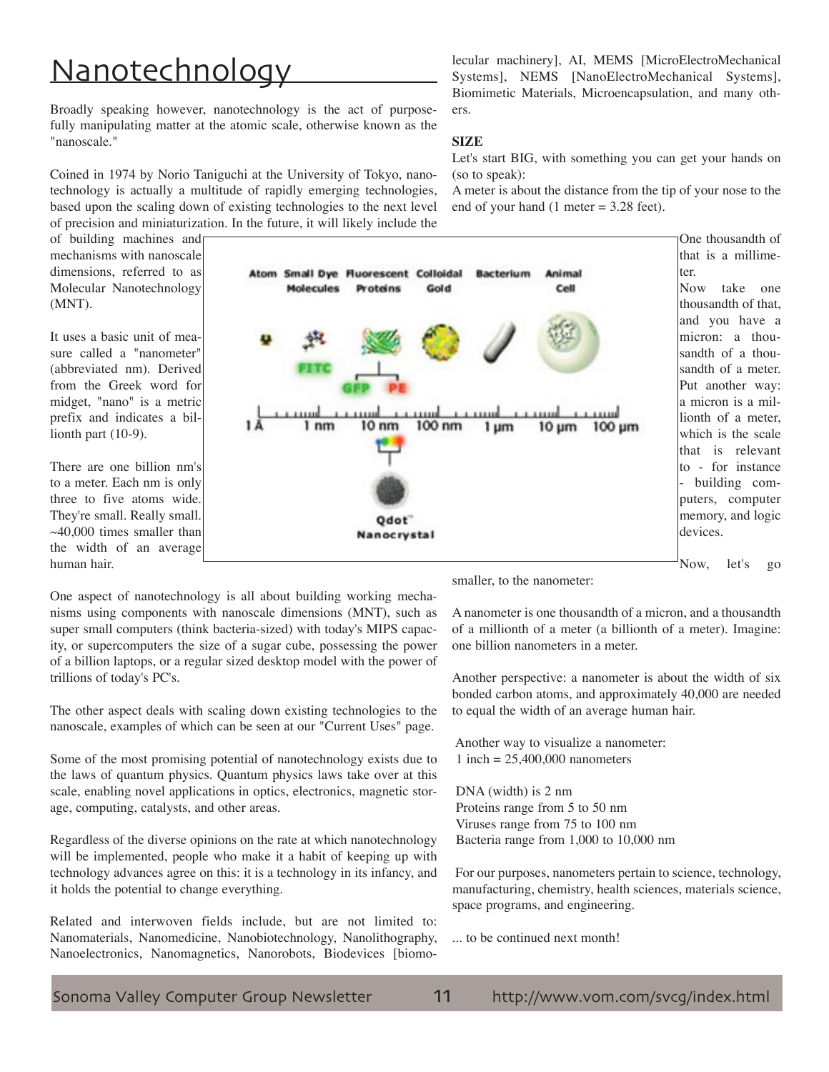# Nanotechnology

Broadly speaking however, nanotechnology is the act of purposefully manipulating matter at the atomic scale, otherwise known as the "nanoscale."

Coined in 1974 by Norio Taniguchi at the University of Tokyo, nanotechnology is actually a multitude of rapidly emerging technologies, based upon the scaling down of existing technologies to the next level of precision and miniaturization. In the future, it will likely include the of building machines and mechanisms with nanoscale dimensions, referred to as Molecular Nanotechnology (MNT).

It uses a basic unit of measure called a "nanometer" (abbreviated nm). Derived from the Greek word for midget, "nano" is a metric prefix and indicates a billionth part (10-9).

There are one billion nm's to a meter. Each nm is only three to five atoms wide. They're small. Really small. ~40,000 times smaller than the width of an average human hair.

Atom Small Dye Molecules Fluorescent Proteins Colloidal Gold Bacterium Animal Cell

FITC

GFP PE

1 Å 1 nm 10 nm 100 nm 1 µm 10 µm 100 µm

Qdot™ Nanocrystal

One aspect of nanotechnology is all about building working mechanisms using components with nanoscale dimensions (MNT), such as super small computers (think bacteria-sized) with today's MIPS capacity, or supercomputers the size of a sugar cube, possessing the power of a billion laptops, or a regular sized desktop model with the power of trillions of today's PC's.

The other aspect deals with scaling down existing technologies to the nanoscale, examples of which can be seen at our "Current Uses" page.

Some of the most promising potential of nanotechnology exists due to the laws of quantum physics. Quantum physics laws take over at this scale, enabling novel applications in optics, electronics, magnetic storage, computing, catalysts, and other areas.

Regardless of the diverse opinions on the rate at which nanotechnology will be implemented, people who make it a habit of keeping up with technology advances agree on this: it is a technology in its infancy, and it holds the potential to change everything.

Related and interwoven fields include, but are not limited to: Nanomaterials, Nanomedicine, Nanobiotechnology, Nanolithography, Nanoelectronics, Nanomagnetics, Nanorobots, Biodevices [biomolecular machinery], AI, MEMS [MicroElectroMechanical Systems], NEMS [NanoElectroMechanical Systems], Biomimetic Materials, Microencapsulation, and many others.

**SIZE**

Let's start BIG, with something you can get your hands on (so to speak):

A meter is about the distance from the tip of your nose to the end of your hand (1 meter = 3.28 feet).

One thousandth of that is a millimeter.

Now take one thousandth of that, and you have a micron: a thousandth of a thousandth of a meter. Put another way: a micron is a millionth of a meter, which is the scale that is relevant to - for instance - building computers, computer memory, and logic devices.

Now, let's go smaller, to the nanometer:

A nanometer is one thousandth of a micron, and a thousandth of a millionth of a meter (a billionth of a meter). Imagine: one billion nanometers in a meter.

Another perspective: a nanometer is about the width of six bonded carbon atoms, and approximately 40,000 are needed to equal the width of an average human hair.

Another way to visualize a nanometer:
1 inch = 25,400,000 nanometers

DNA (width) is 2 nm
Proteins range from 5 to 50 nm
Viruses range from 75 to 100 nm
Bacteria range from 1,000 to 10,000 nm

For our purposes, nanometers pertain to science, technology, manufacturing, chemistry, health sciences, materials science, space programs, and engineering.

... to be continued next month!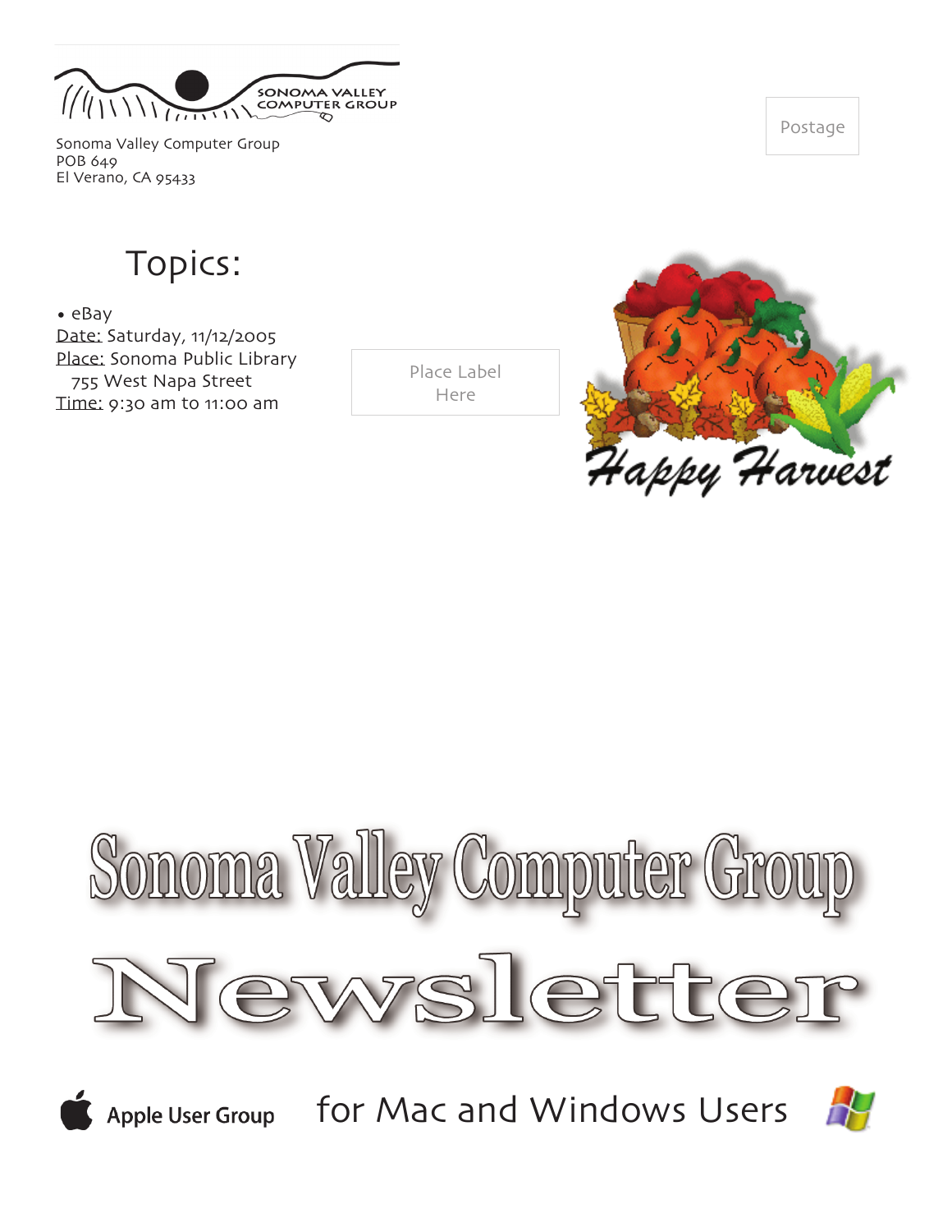Sonoma Valley Computer Group
POB 649
El Verano, CA 95433

Postage

# Topics:

- eBay

Date: Saturday, 11/12/2005
Place: Sonoma Public Library
755 West Napa Street
Time: 9:30 am to 11:00 am

Place Label Here

Happy Harvest

# Sonoma Valley Computer Group

# Newsletter

Apple User Group for Mac and Windows Users